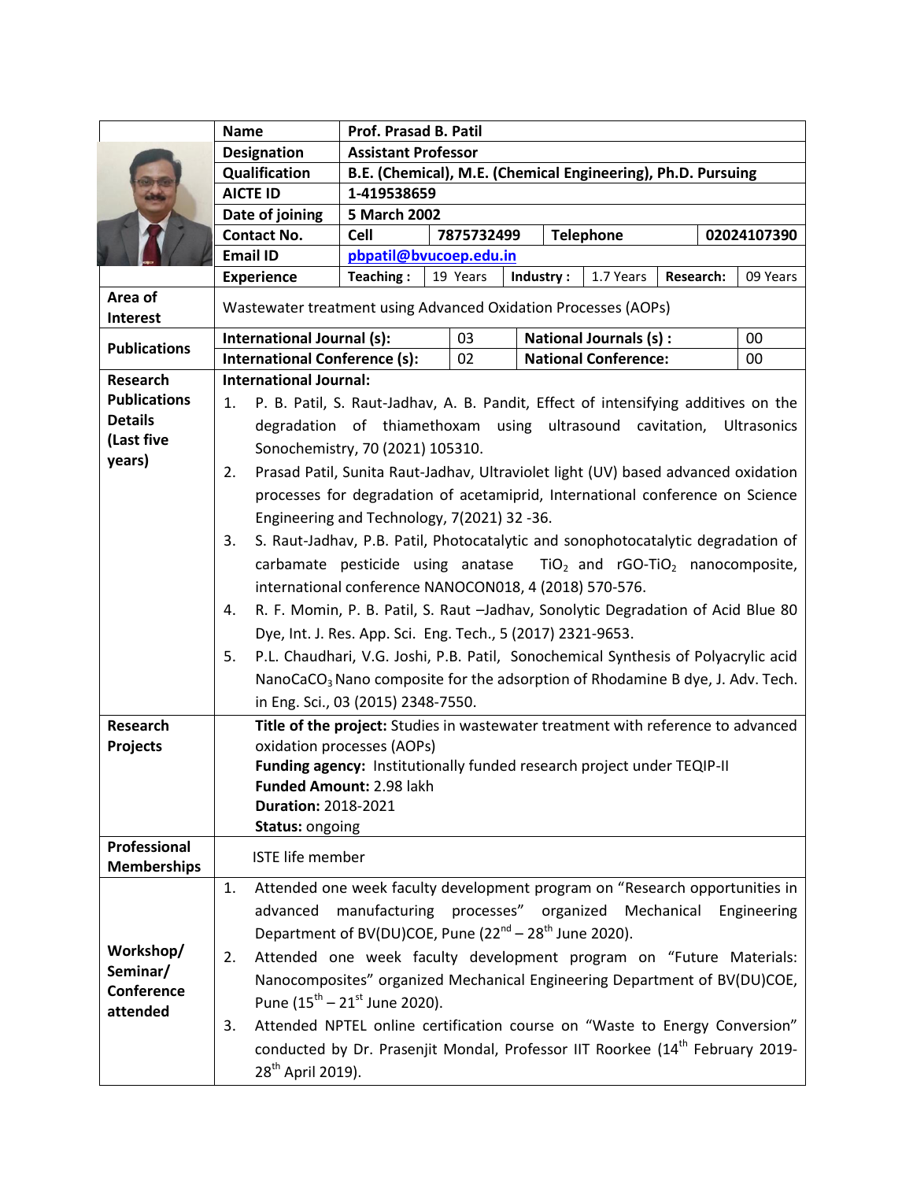| | | |
|---|---|---|
| Name | Prof. Prasad B. Patil | |
| Designation | Assistant Professor | |
| Qualification | B.E. (Chemical), M.E. (Chemical Engineering), Ph.D. Pursuing | |
| AICTE ID | 1-419538659 | |
| Date of joining | 5 March 2002 | |
| Contact No. | Cell: 7875732499 | Telephone: 02024107390 |
| Email ID | pbpatil@bvucoep.edu.in | |
| Experience | Teaching: 19 Years; Industry: 1.7 Years | Research: 09 Years |

**Area of Interest**

Wastewater treatment using Advanced Oxidation Processes (AOPs)

**Publications**

| International Journal (s): | 03 | National Journals (s) : | 00 |
|---|---|---|---|
| International Conference (s): | 02 | National Conference: | 00 |

**Research Publications Details (Last five years)**

**International Journal:**

1. P. B. Patil, S. Raut-Jadhav, A. B. Pandit, Effect of intensifying additives on the degradation of thiamethoxam using ultrasound cavitation, Ultrasonics Sonochemistry, 70 (2021) 105310.
2. Prasad Patil, Sunita Raut-Jadhav, Ultraviolet light (UV) based advanced oxidation processes for degradation of acetamiprid, International conference on Science Engineering and Technology, 7(2021) 32 -36.
3. S. Raut-Jadhav, P.B. Patil, Photocatalytic and sonophotocatalytic degradation of carbamate pesticide using anatase $TiO_2$ and rGO-$TiO_2$ nanocomposite, international conference NANOCON018, 4 (2018) 570-576.
4. R. F. Momin, P. B. Patil, S. Raut –Jadhav, Sonolytic Degradation of Acid Blue 80 Dye, Int. J. Res. App. Sci. Eng. Tech., 5 (2017) 2321-9653.
5. P.L. Chaudhari, V.G. Joshi, P.B. Patil, Sonochemical Synthesis of Polyacrylic acid Nano$CaCO_3$ Nano composite for the adsorption of Rhodamine B dye, J. Adv. Tech. in Eng. Sci., 03 (2015) 2348-7550.

**Research Projects**

**Title of the project:** Studies in wastewater treatment with reference to advanced oxidation processes (AOPs)
**Funding agency:** Institutionally funded research project under TEQIP-II
**Funded Amount:** 2.98 lakh
**Duration:** 2018-2021
**Status:** ongoing

**Professional Memberships**

ISTE life member

**Workshop/ Seminar/ Conference attended**

1. Attended one week faculty development program on "Research opportunities in advanced manufacturing processes" organized Mechanical Engineering Department of BV(DU)COE, Pune (22nd – 28th June 2020).
2. Attended one week faculty development program on "Future Materials: Nanocomposites" organized Mechanical Engineering Department of BV(DU)COE, Pune (15th – 21st June 2020).
3. Attended NPTEL online certification course on "Waste to Energy Conversion" conducted by Dr. Prasenjit Mondal, Professor IIT Roorkee (14th February 2019- 28th April 2019).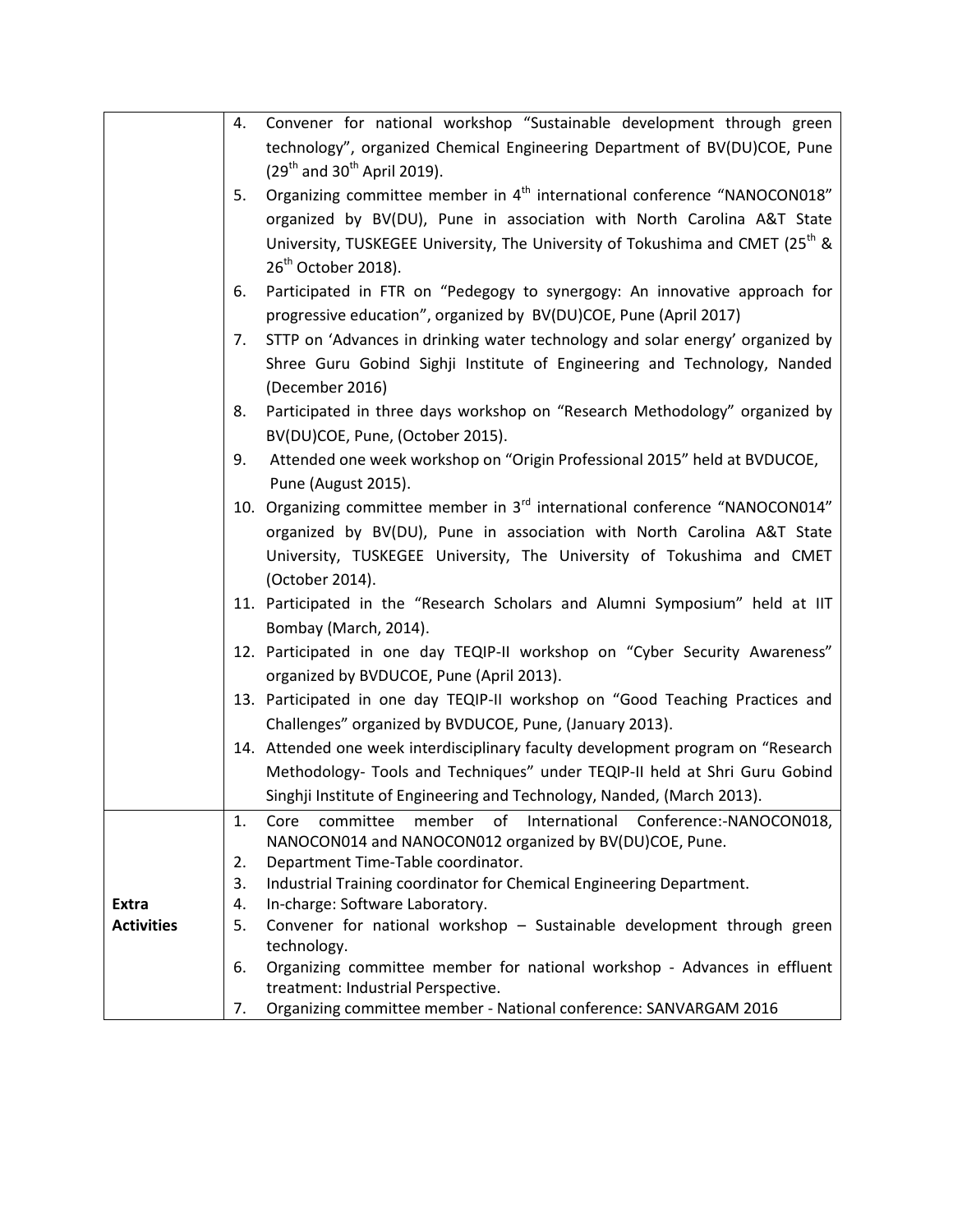| | |
|---|---|
| | 4. Convener for national workshop "Sustainable development through green technology", organized Chemical Engineering Department of BV(DU)COE, Pune (29th and 30th April 2019).<br>5. Organizing committee member in 4th international conference "NANOCON018" organized by BV(DU), Pune in association with North Carolina A&T State University, TUSKEGEE University, The University of Tokushima and CMET (25th & 26th October 2018).<br>6. Participated in FTR on "Pedegogy to synergogy: An innovative approach for progressive education", organized by BV(DU)COE, Pune (April 2017)<br>7. STTP on 'Advances in drinking water technology and solar energy' organized by Shree Guru Gobind Sighji Institute of Engineering and Technology, Nanded (December 2016)<br>8. Participated in three days workshop on "Research Methodology" organized by BV(DU)COE, Pune, (October 2015).<br>9. Attended one week workshop on "Origin Professional 2015" held at BVDUCOE, Pune (August 2015).<br>10. Organizing committee member in 3rd international conference "NANOCON014" organized by BV(DU), Pune in association with North Carolina A&T State University, TUSKEGEE University, The University of Tokushima and CMET (October 2014).<br>11. Participated in the "Research Scholars and Alumni Symposium" held at IIT Bombay (March, 2014).<br>12. Participated in one day TEQIP-II workshop on "Cyber Security Awareness" organized by BVDUCOE, Pune (April 2013).<br>13. Participated in one day TEQIP-II workshop on "Good Teaching Practices and Challenges" organized by BVDUCOE, Pune, (January 2013).<br>14. Attended one week interdisciplinary faculty development program on "Research Methodology- Tools and Techniques" under TEQIP-II held at Shri Guru Gobind Singhji Institute of Engineering and Technology, Nanded, (March 2013). |
| **Extra Activities** | 1. Core committee member of International Conference:-NANOCON018, NANOCON014 and NANOCON012 organized by BV(DU)COE, Pune.<br>2. Department Time-Table coordinator.<br>3. Industrial Training coordinator for Chemical Engineering Department.<br>4. In-charge: Software Laboratory.<br>5. Convener for national workshop – Sustainable development through green technology.<br>6. Organizing committee member for national workshop - Advances in effluent treatment: Industrial Perspective.<br>7. Organizing committee member - National conference: SANVARGAM 2016 |